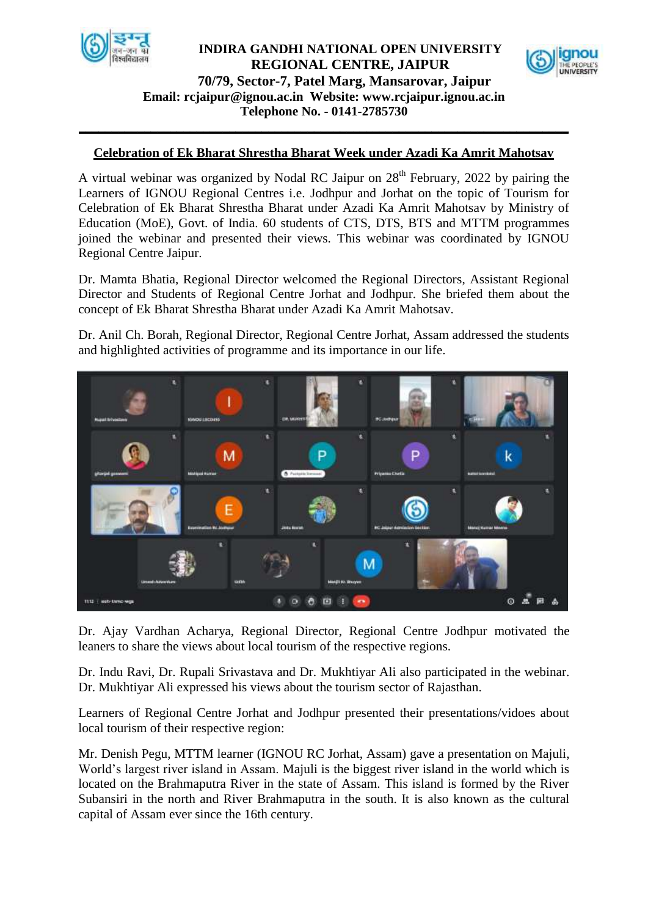**INDIRA GANDHI NATIONAL OPEN UNIVERSITY**
**REGIONAL CENTRE, JAIPUR**
**70/79, Sector-7, Patel Marg, Mansarovar, Jaipur**
**Email: rcjaipur@ignou.ac.in Website: www.rcjaipur.ignou.ac.in**
**Telephone No. - 0141-2785730**

---

## Celebration of Ek Bharat Shrestha Bharat Week under Azadi Ka Amrit Mahotsav

A virtual webinar was organized by Nodal RC Jaipur on 28th February, 2022 by pairing the Learners of IGNOU Regional Centres i.e. Jodhpur and Jorhat on the topic of Tourism for Celebration of Ek Bharat Shrestha Bharat under Azadi Ka Amrit Mahotsav by Ministry of Education (MoE), Govt. of India. 60 students of CTS, DTS, BTS and MTTM programmes joined the webinar and presented their views. This webinar was coordinated by IGNOU Regional Centre Jaipur.

Dr. Mamta Bhatia, Regional Director welcomed the Regional Directors, Assistant Regional Director and Students of Regional Centre Jorhat and Jodhpur. She briefed them about the concept of Ek Bharat Shrestha Bharat under Azadi Ka Amrit Mahotsav.

Dr. Anil Ch. Borah, Regional Director, Regional Centre Jorhat, Assam addressed the students and highlighted activities of programme and its importance in our life.

Dr. Ajay Vardhan Acharya, Regional Director, Regional Centre Jodhpur motivated the leaners to share the views about local tourism of the respective regions.

Dr. Indu Ravi, Dr. Rupali Srivastava and Dr. Mukhtiyar Ali also participated in the webinar. Dr. Mukhtiyar Ali expressed his views about the tourism sector of Rajasthan.

Learners of Regional Centre Jorhat and Jodhpur presented their presentations/vidoes about local tourism of their respective region:

Mr. Denish Pegu, MTTM learner (IGNOU RC Jorhat, Assam) gave a presentation on Majuli, World's largest river island in Assam. Majuli is the biggest river island in the world which is located on the Brahmaputra River in the state of Assam. This island is formed by the River Subansiri in the north and River Brahmaputra in the south. It is also known as the cultural capital of Assam ever since the 16th century.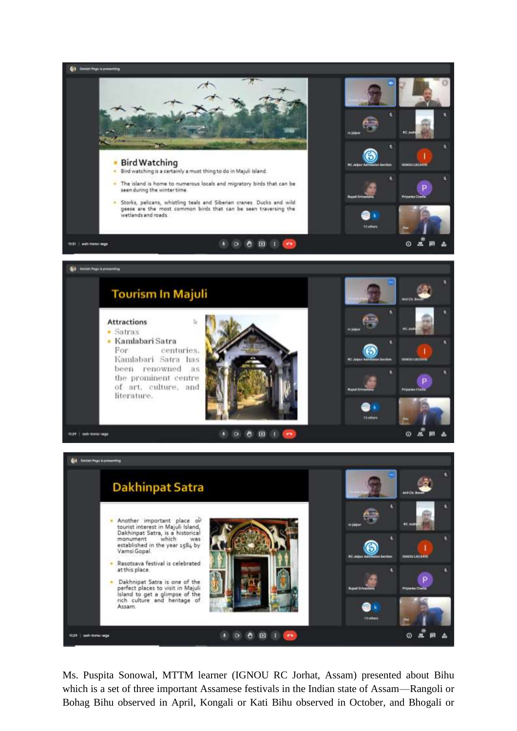Ms. Puspita Sonowal, MTTM learner (IGNOU RC Jorhat, Assam) presented about Bihu which is a set of three important Assamese festivals in the Indian state of Assam—Rangoli or Bohag Bihu observed in April, Kongali or Kati Bihu observed in October, and Bhogali or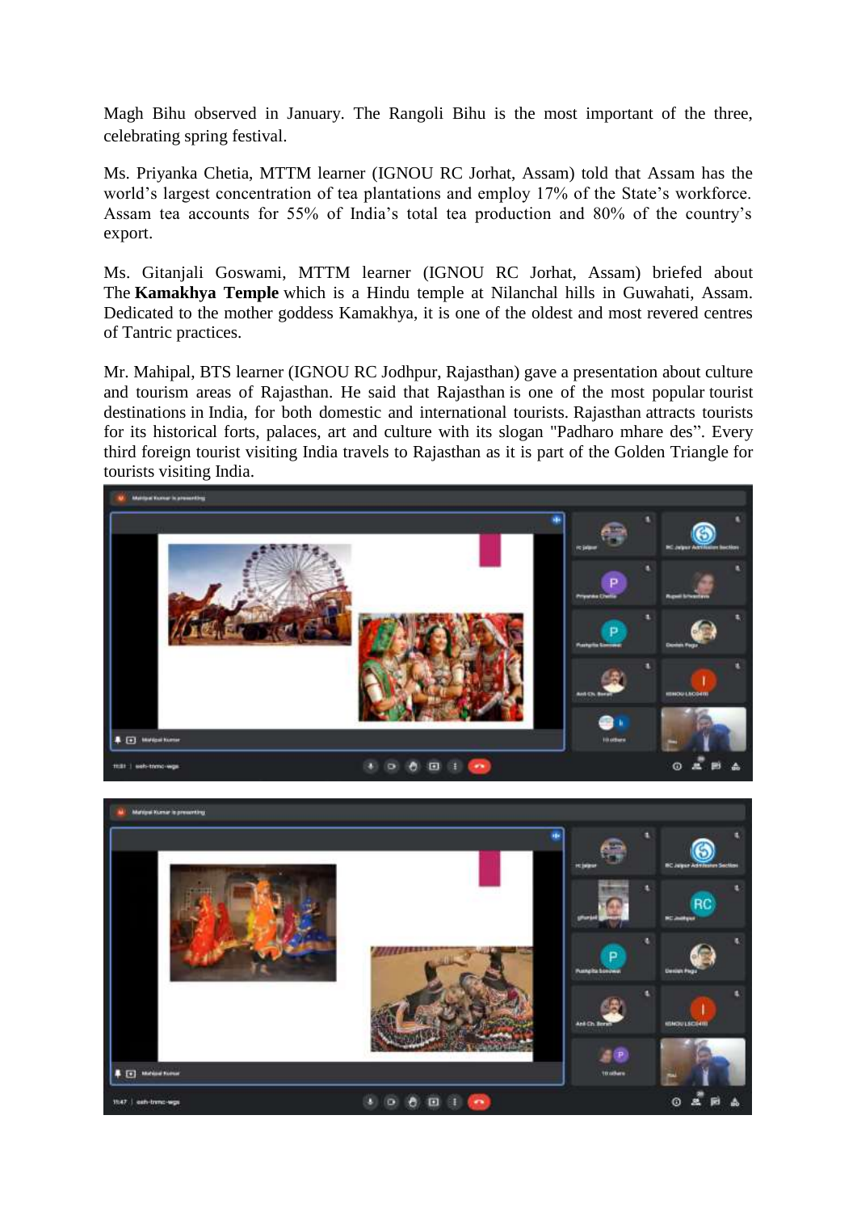Magh Bihu observed in January. The Rangoli Bihu is the most important of the three, celebrating spring festival.

Ms. Priyanka Chetia, MTTM learner (IGNOU RC Jorhat, Assam) told that Assam has the world's largest concentration of tea plantations and employ 17% of the State's workforce. Assam tea accounts for 55% of India's total tea production and 80% of the country's export.

Ms. Gitanjali Goswami, MTTM learner (IGNOU RC Jorhat, Assam) briefed about The **Kamakhya Temple** which is a Hindu temple at Nilanchal hills in Guwahati, Assam. Dedicated to the mother goddess Kamakhya, it is one of the oldest and most revered centres of Tantric practices.

Mr. Mahipal, BTS learner (IGNOU RC Jodhpur, Rajasthan) gave a presentation about culture and tourism areas of Rajasthan. He said that Rajasthan is one of the most popular tourist destinations in India, for both domestic and international tourists. Rajasthan attracts tourists for its historical forts, palaces, art and culture with its slogan "Padharo mhare des". Every third foreign tourist visiting India travels to Rajasthan as it is part of the Golden Triangle for tourists visiting India.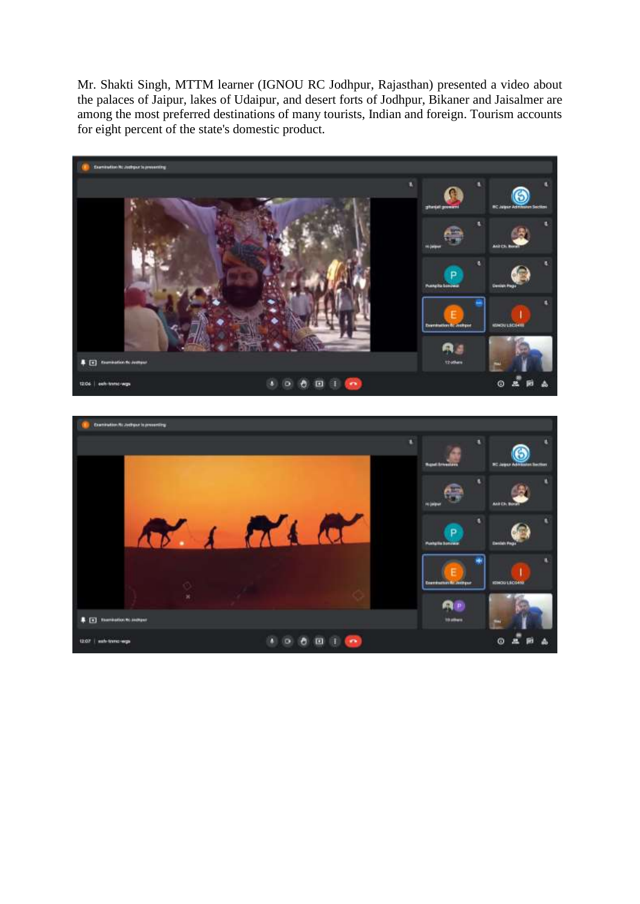Mr. Shakti Singh, MTTM learner (IGNOU RC Jodhpur, Rajasthan) presented a video about the palaces of Jaipur, lakes of Udaipur, and desert forts of Jodhpur, Bikaner and Jaisalmer are among the most preferred destinations of many tourists, Indian and foreign. Tourism accounts for eight percent of the state's domestic product.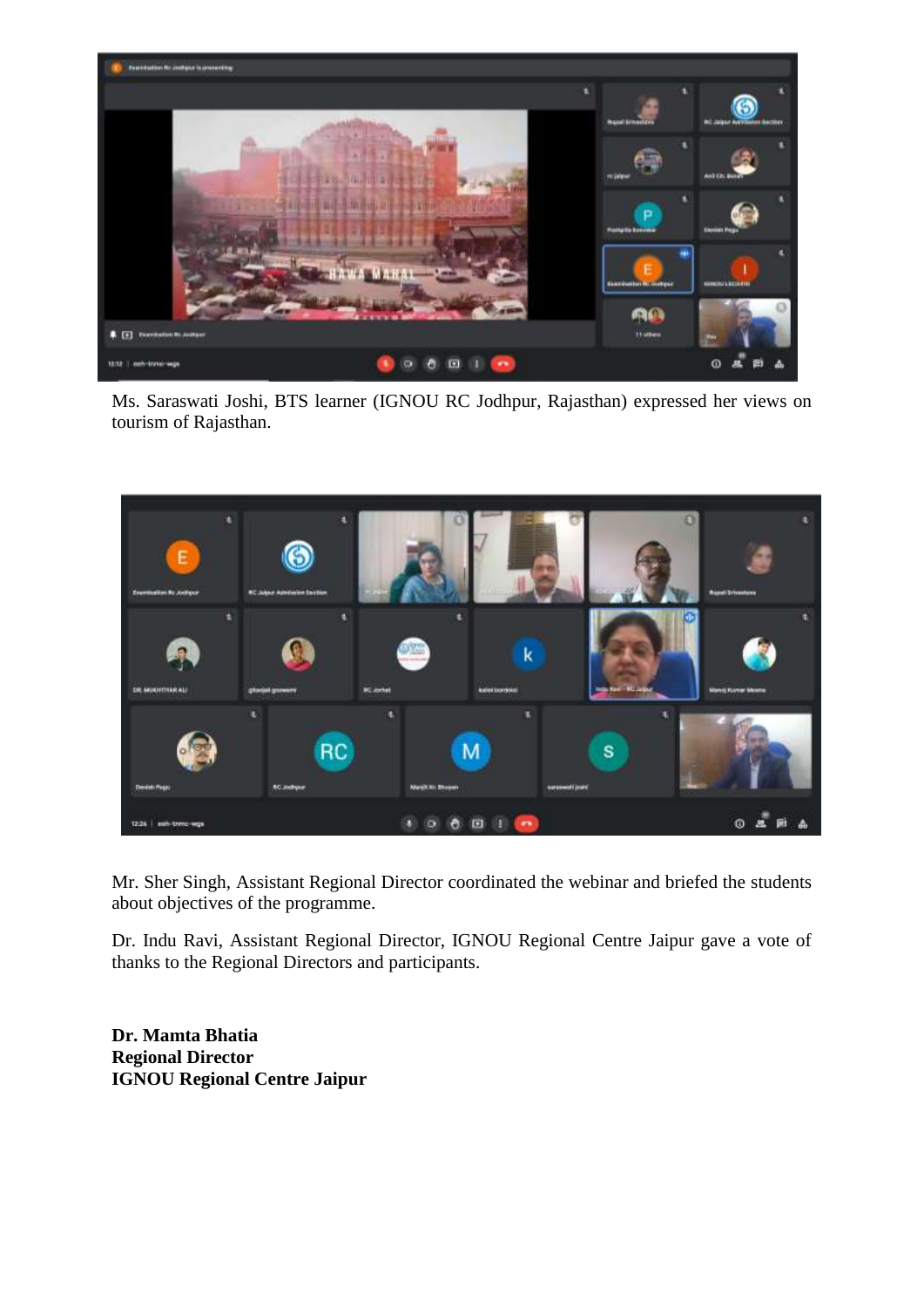Ms. Saraswati Joshi, BTS learner (IGNOU RC Jodhpur, Rajasthan) expressed her views on tourism of Rajasthan.

Mr. Sher Singh, Assistant Regional Director coordinated the webinar and briefed the students about objectives of the programme.

Dr. Indu Ravi, Assistant Regional Director, IGNOU Regional Centre Jaipur gave a vote of thanks to the Regional Directors and participants.

**Dr. Mamta Bhatia**
**Regional Director**
**IGNOU Regional Centre Jaipur**